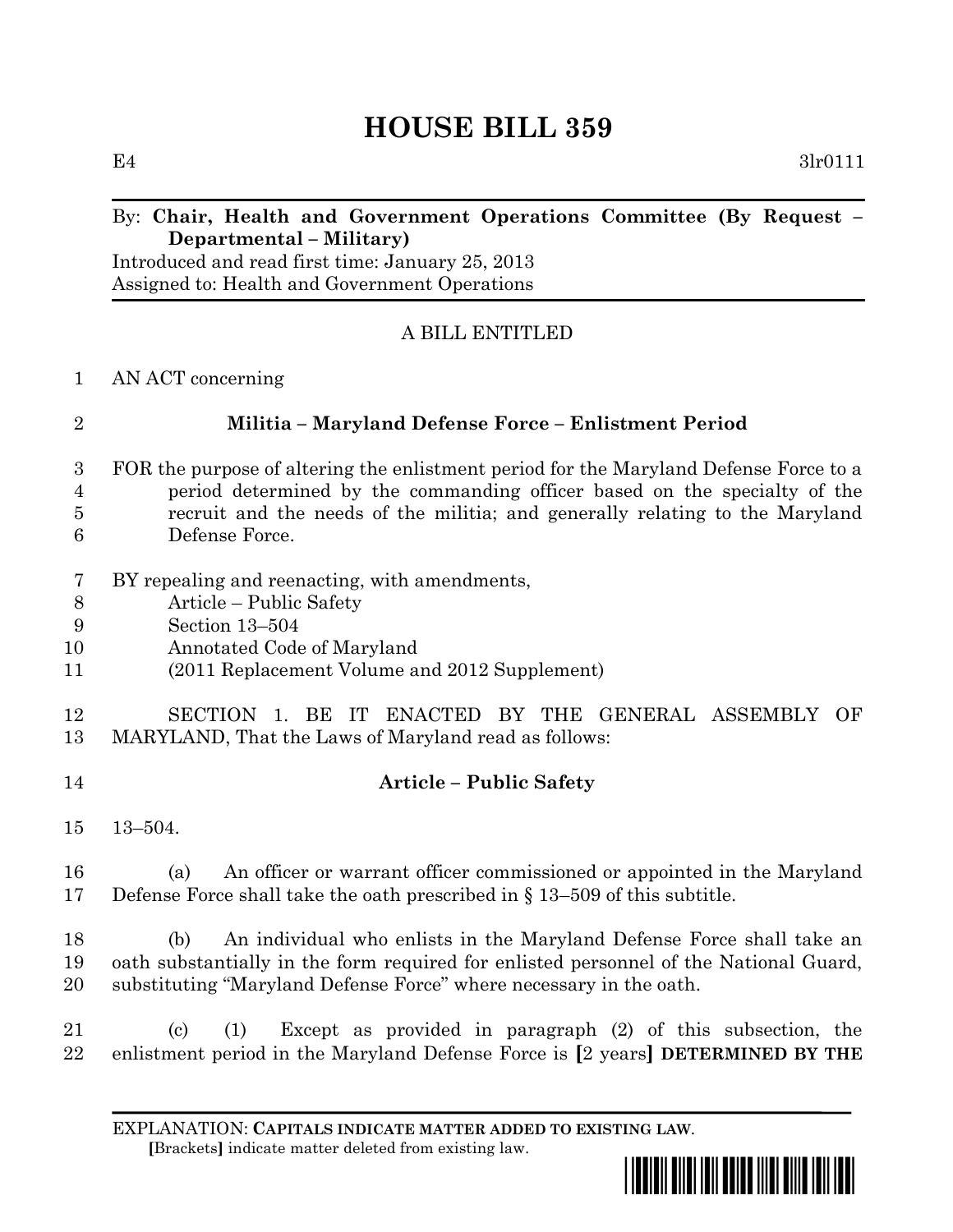# HOUSE BILL 359

E4 3lr0111

By: **Chair, Health and Government Operations Committee (By Request – Departmental – Military)**
Introduced and read first time: January 25, 2013
Assigned to: Health and Government Operations

A BILL ENTITLED

AN ACT concerning

**Militia – Maryland Defense Force – Enlistment Period**

FOR the purpose of altering the enlistment period for the Maryland Defense Force to a period determined by the commanding officer based on the specialty of the recruit and the needs of the militia; and generally relating to the Maryland Defense Force.

BY repealing and reenacting, with amendments,
Article – Public Safety
Section 13–504
Annotated Code of Maryland
(2011 Replacement Volume and 2012 Supplement)

SECTION 1. BE IT ENACTED BY THE GENERAL ASSEMBLY OF MARYLAND, That the Laws of Maryland read as follows:

**Article – Public Safety**

13–504.

(a) An officer or warrant officer commissioned or appointed in the Maryland Defense Force shall take the oath prescribed in § 13–509 of this subtitle.

(b) An individual who enlists in the Maryland Defense Force shall take an oath substantially in the form required for enlisted personnel of the National Guard, substituting "Maryland Defense Force" where necessary in the oath.

(c) (1) Except as provided in paragraph (2) of this subsection, the enlistment period in the Maryland Defense Force is **[**2 years**]** **DETERMINED BY THE**

EXPLANATION: **CAPITALS INDICATE MATTER ADDED TO EXISTING LAW.**
**[**Brackets**]** indicate matter deleted from existing law.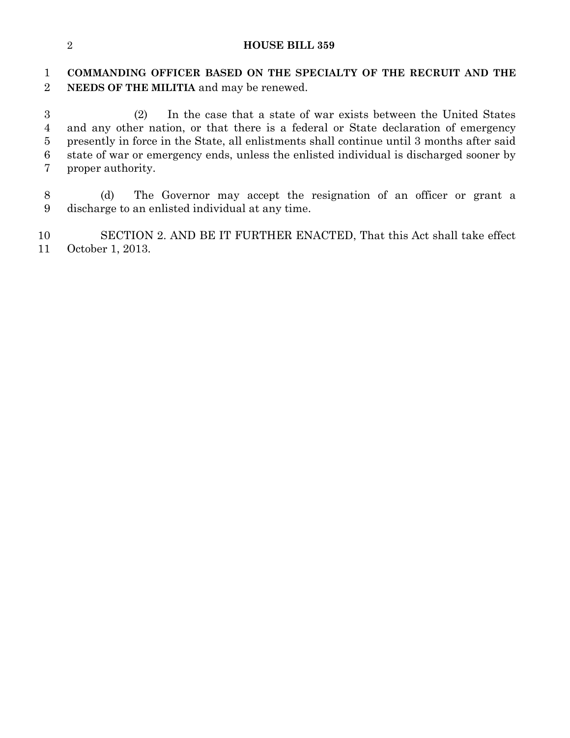**COMMANDING OFFICER BASED ON THE SPECIALTY OF THE RECRUIT AND THE NEEDS OF THE MILITIA** and may be renewed.

(2) In the case that a state of war exists between the United States and any other nation, or that there is a federal or State declaration of emergency presently in force in the State, all enlistments shall continue until 3 months after said state of war or emergency ends, unless the enlisted individual is discharged sooner by proper authority.

(d) The Governor may accept the resignation of an officer or grant a discharge to an enlisted individual at any time.

SECTION 2. AND BE IT FURTHER ENACTED, That this Act shall take effect October 1, 2013.